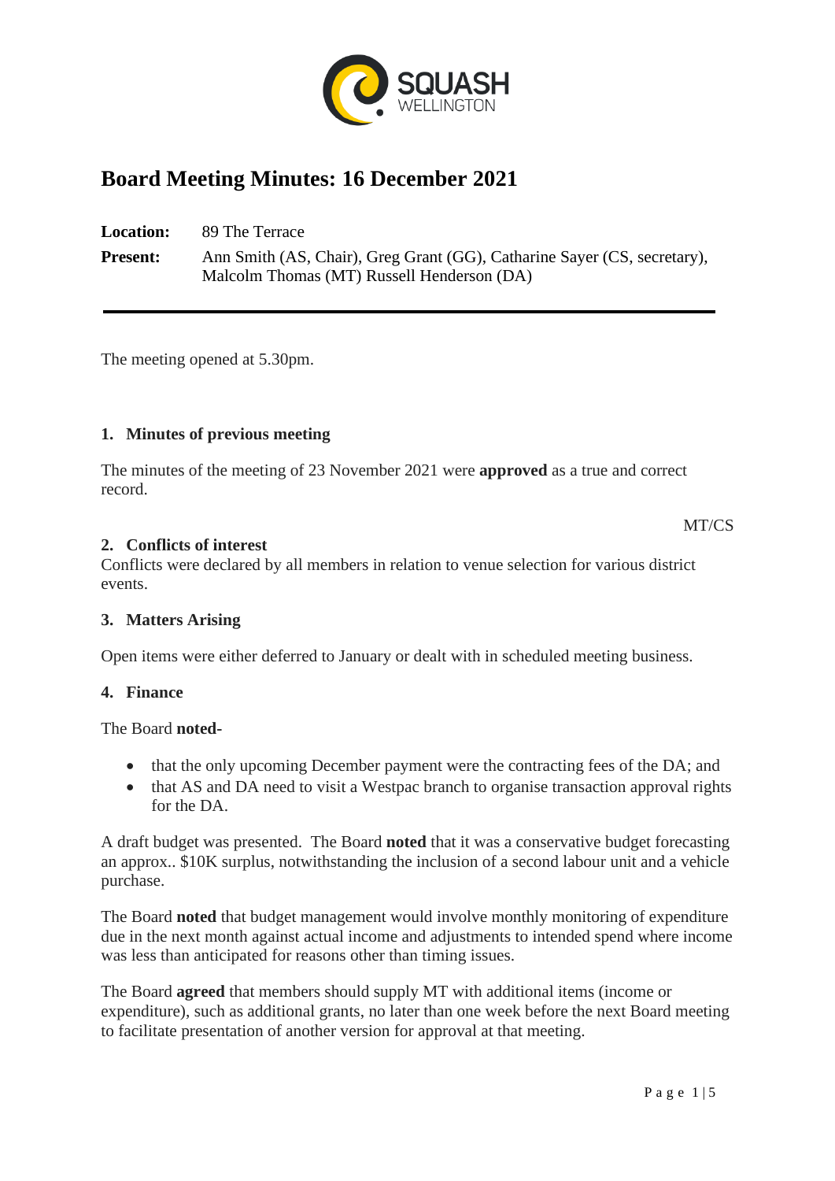# Board Meeting Minutes: 16 December 2021

**Location:** 89 The Terrace

**Present:** Ann Smith (AS, Chair), Greg Grant (GG), Catharine Sayer (CS, secretary), Malcolm Thomas (MT) Russell Henderson (DA)

---

The meeting opened at 5.30pm.

## 1. Minutes of previous meeting

The minutes of the meeting of 23 November 2021 were **approved** as a true and correct record.

MT/CS

## 2. Conflicts of interest

Conflicts were declared by all members in relation to venue selection for various district events.

## 3. Matters Arising

Open items were either deferred to January or dealt with in scheduled meeting business.

## 4. Finance

The Board **noted**-

- that the only upcoming December payment were the contracting fees of the DA; and
- that AS and DA need to visit a Westpac branch to organise transaction approval rights for the DA.

A draft budget was presented. The Board **noted** that it was a conservative budget forecasting an approx.. $10K surplus, notwithstanding the inclusion of a second labour unit and a vehicle purchase.

The Board **noted** that budget management would involve monthly monitoring of expenditure due in the next month against actual income and adjustments to intended spend where income was less than anticipated for reasons other than timing issues.

The Board **agreed** that members should supply MT with additional items (income or expenditure), such as additional grants, no later than one week before the next Board meeting to facilitate presentation of another version for approval at that meeting.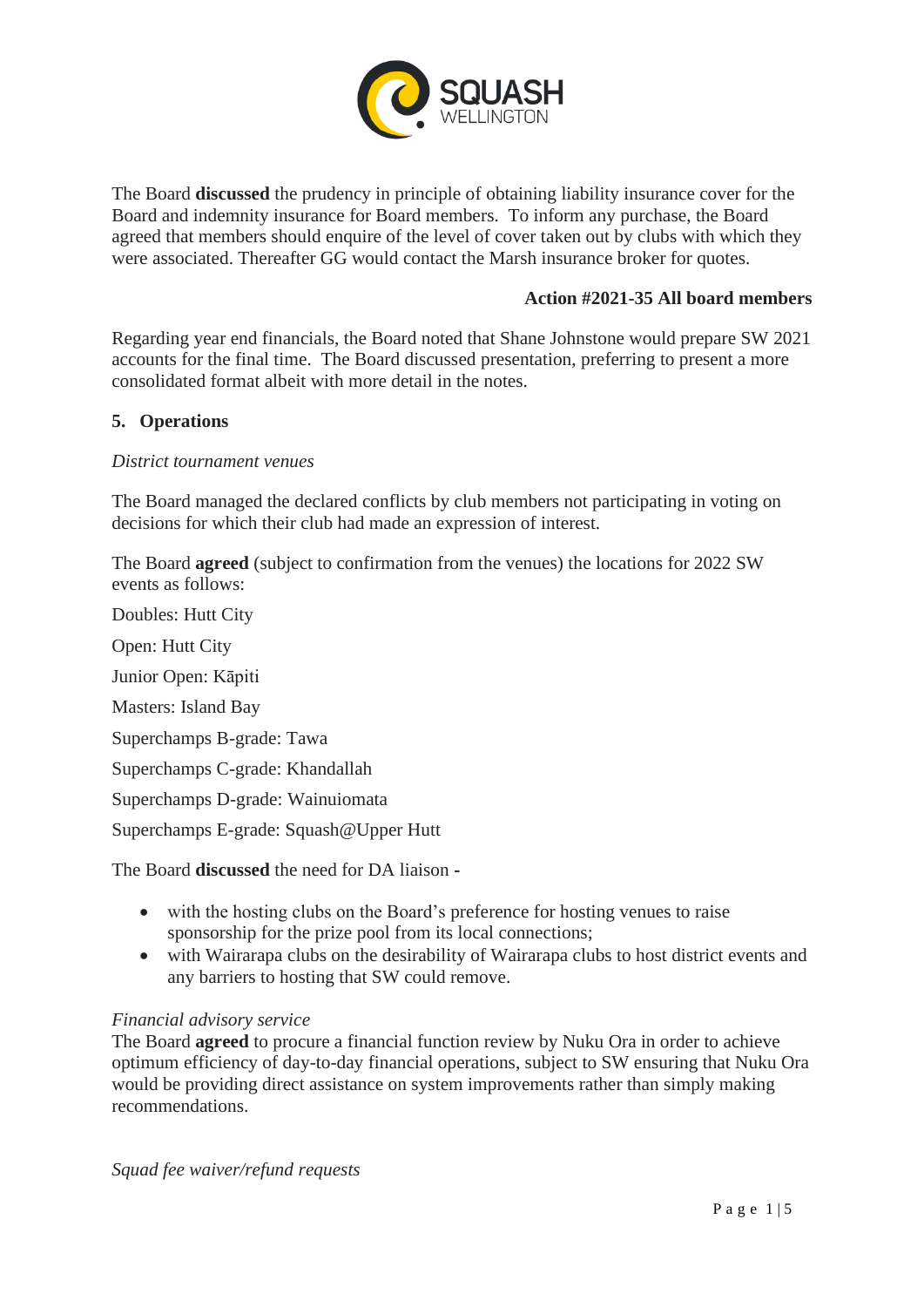The Board **discussed** the prudency in principle of obtaining liability insurance cover for the Board and indemnity insurance for Board members. To inform any purchase, the Board agreed that members should enquire of the level of cover taken out by clubs with which they were associated. Thereafter GG would contact the Marsh insurance broker for quotes.

**Action #2021-35 All board members**

Regarding year end financials, the Board noted that Shane Johnstone would prepare SW 2021 accounts for the final time. The Board discussed presentation, preferring to present a more consolidated format albeit with more detail in the notes.

## 5. Operations

*District tournament venues*

The Board managed the declared conflicts by club members not participating in voting on decisions for which their club had made an expression of interest.

The Board **agreed** (subject to confirmation from the venues) the locations for 2022 SW events as follows:

Doubles: Hutt City

Open: Hutt City

Junior Open: Kāpiti

Masters: Island Bay

Superchamps B-grade: Tawa

Superchamps C-grade: Khandallah

Superchamps D-grade: Wainuiomata

Superchamps E-grade: Squash@Upper Hutt

The Board **discussed** the need for DA liaison -

- with the hosting clubs on the Board's preference for hosting venues to raise sponsorship for the prize pool from its local connections;
- with Wairarapa clubs on the desirability of Wairarapa clubs to host district events and any barriers to hosting that SW could remove.

*Financial advisory service*

The Board **agreed** to procure a financial function review by Nuku Ora in order to achieve optimum efficiency of day-to-day financial operations, subject to SW ensuring that Nuku Ora would be providing direct assistance on system improvements rather than simply making recommendations.

*Squad fee waiver/refund requests*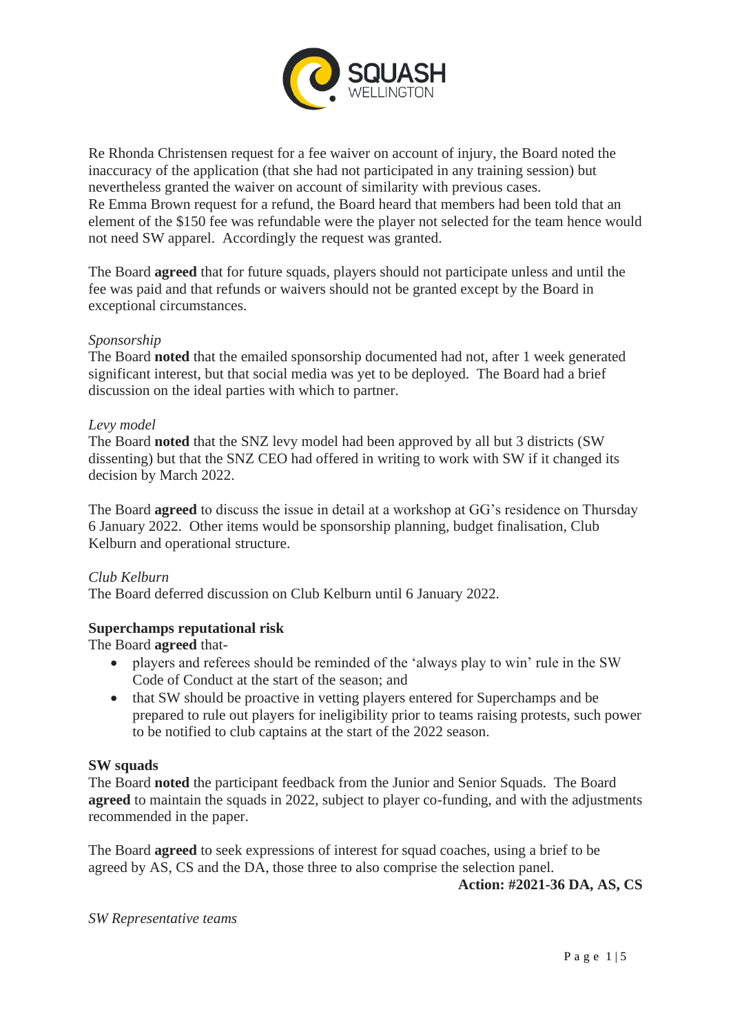Re Rhonda Christensen request for a fee waiver on account of injury, the Board noted the inaccuracy of the application (that she had not participated in any training session) but nevertheless granted the waiver on account of similarity with previous cases.
Re Emma Brown request for a refund, the Board heard that members had been told that an element of the $150 fee was refundable were the player not selected for the team hence would not need SW apparel. Accordingly the request was granted.

The Board **agreed** that for future squads, players should not participate unless and until the fee was paid and that refunds or waivers should not be granted except by the Board in exceptional circumstances.

*Sponsorship*
The Board **noted** that the emailed sponsorship documented had not, after 1 week generated significant interest, but that social media was yet to be deployed. The Board had a brief discussion on the ideal parties with which to partner.

*Levy model*
The Board **noted** that the SNZ levy model had been approved by all but 3 districts (SW dissenting) but that the SNZ CEO had offered in writing to work with SW if it changed its decision by March 2022.

The Board **agreed** to discuss the issue in detail at a workshop at GG's residence on Thursday 6 January 2022. Other items would be sponsorship planning, budget finalisation, Club Kelburn and operational structure.

*Club Kelburn*
The Board deferred discussion on Club Kelburn until 6 January 2022.

**Superchamps reputational risk**
The Board **agreed** that-

- players and referees should be reminded of the 'always play to win' rule in the SW Code of Conduct at the start of the season; and
- that SW should be proactive in vetting players entered for Superchamps and be prepared to rule out players for ineligibility prior to teams raising protests, such power to be notified to club captains at the start of the 2022 season.

**SW squads**
The Board **noted** the participant feedback from the Junior and Senior Squads. The Board **agreed** to maintain the squads in 2022, subject to player co-funding, and with the adjustments recommended in the paper.

The Board **agreed** to seek expressions of interest for squad coaches, using a brief to be agreed by AS, CS and the DA, those three to also comprise the selection panel.

**Action: #2021-36 DA, AS, CS**

*SW Representative teams*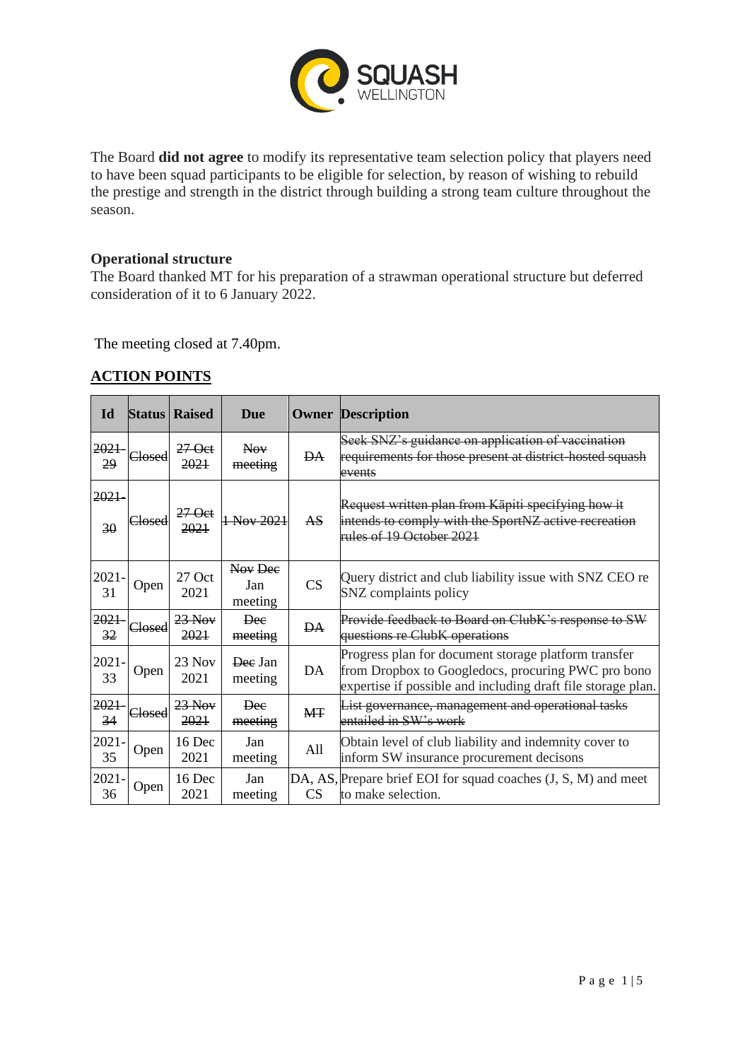The Board **did not agree** to modify its representative team selection policy that players need to have been squad participants to be eligible for selection, by reason of wishing to rebuild the prestige and strength in the district through building a strong team culture throughout the season.

**Operational structure**
The Board thanked MT for his preparation of a strawman operational structure but deferred consideration of it to 6 January 2022.

The meeting closed at 7.40pm.

## ACTION POINTS

| Id | Status | Raised | Due | Owner | Description |
|---|---|---|---|---|---|
| ~~2021-29~~ | ~~Closed~~ | ~~27 Oct 2021~~ | ~~Nov meeting~~ | ~~DA~~ | ~~Seek SNZ's guidance on application of vaccination requirements for those present at district-hosted squash events~~ |
| ~~2021-30~~ | ~~Closed~~ | ~~27 Oct 2021~~ | ~~1 Nov 2021~~ | ~~AS~~ | ~~Request written plan from Kāpiti specifying how it intends to comply with the SportNZ active recreation rules of 19 October 2021~~ |
| 2021-31 | Open | 27 Oct 2021 | ~~Nov Dec~~ Jan meeting | CS | Query district and club liability issue with SNZ CEO re SNZ complaints policy |
| ~~2021-32~~ | ~~Closed~~ | ~~23 Nov 2021~~ | ~~Dec meeting~~ | ~~DA~~ | ~~Provide feedback to Board on ClubK's response to SW questions re ClubK operations~~ |
| 2021-33 | Open | 23 Nov 2021 | ~~Dec~~ Jan meeting | DA | Progress plan for document storage platform transfer from Dropbox to Googledocs, procuring PWC pro bono expertise if possible and including draft file storage plan. |
| ~~2021-34~~ | ~~Closed~~ | ~~23 Nov 2021~~ | ~~Dec meeting~~ | ~~MT~~ | ~~List governance, management and operational tasks entailed in SW's work~~ |
| 2021-35 | Open | 16 Dec 2021 | Jan meeting | All | Obtain level of club liability and indemnity cover to inform SW insurance procurement decisons |
| 2021-36 | Open | 16 Dec 2021 | Jan meeting | DA, AS, CS | Prepare brief EOI for squad coaches (J, S, M) and meet to make selection. |